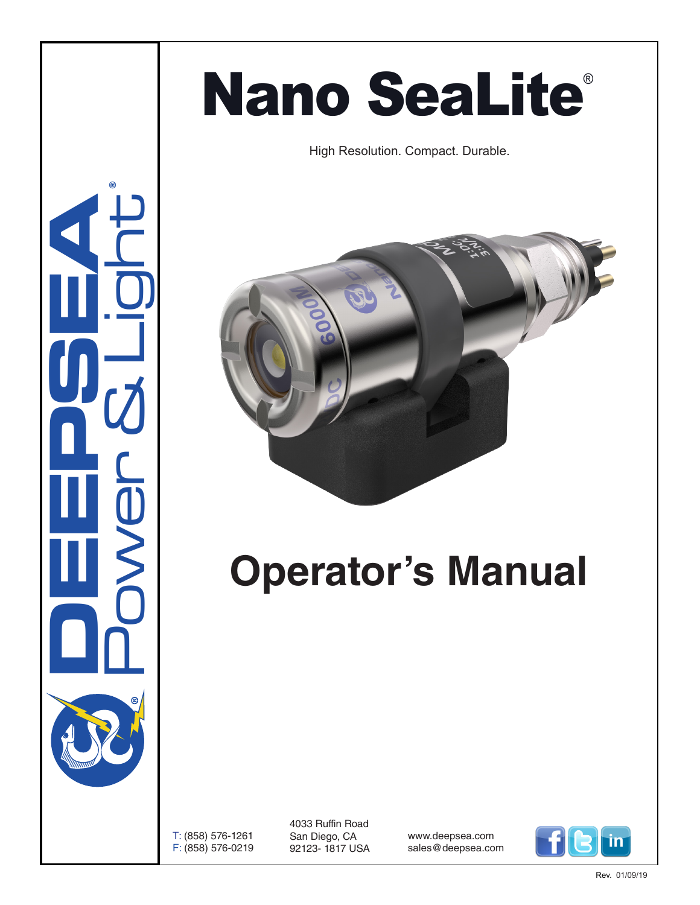# Nano SeaLite®

High Resolution. Compact. Durable.

# Operator's Manual

DEEPSEA Power & Light®

T: (858) 576-1261
F: (858) 576-0219

4033 Ruffin Road
San Diego, CA
92123- 1817 USA

www.deepsea.com
sales@deepsea.com

Rev. 01/09/19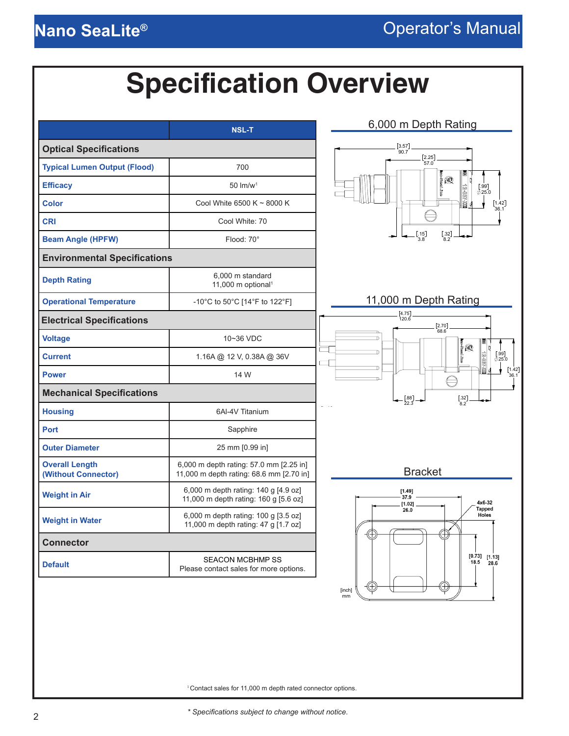# Specification Overview

| | NSL-T |
|---|---|
| **Optical Specifications** | |
| Typical Lumen Output (Flood) | 700 |
| Efficacy | 50 lm/w[1] |
| Color | Cool White 6500 K ~ 8000 K |
| CRI | Cool White: 70 |
| Beam Angle (HPFW) | Flood: 70° |
| **Environmental Specifications** | |
| Depth Rating | 6,000 m standard<br>11,000 m optional[1] |
| Operational Temperature | -10°C to 50°C [14°F to 122°F] |
| **Electrical Specifications** | |
| Voltage | 10~36 VDC |
| Current | 1.16A @ 12 V, 0.38A @ 36V |
| Power | 14 W |
| **Mechanical Specifications** | |
| Housing | 6Al-4V Titanium |
| Port | Sapphire |
| Outer Diameter | 25 mm [0.99 in] |
| Overall Length (Without Connector) | 6,000 m depth rating: 57.0 mm [2.25 in]<br>11,000 m depth rating: 68.6 mm [2.70 in] |
| Weight in Air | 6,000 m depth rating: 140 g [4.9 oz]<br>11,000 m depth rating: 160 g [5.6 oz] |
| Weight in Water | 6,000 m depth rating: 100 g [3.5 oz]<br>11,000 m depth rating: 47 g [1.7 oz] |
| **Connector** | |
| Default | SEACON MCBHMP SS<br>Please contact sales for more options. |

## 6,000 m Depth Rating

[3.57] 90.7, [2.25] 57.0, [.99] ⌀25.0, [1.42] 36.1, [.15] 3.8, [.32] 8.2

## 11,000 m Depth Rating

[4.75] 120.6, [2.70] 68.6, [.99] ⌀25.0, [1.42] 36.1, [.88] 22.3, [.32] 8.2

## Bracket

[1.49] 37.9, [1.02] 26.0, 4x6-32 Tapped Holes, [0.73] 18.5, [1.13] 28.6

[inch] mm

[1] Contact sales for 11,000 m depth rated connector options.

*\* Specifications subject to change without notice.*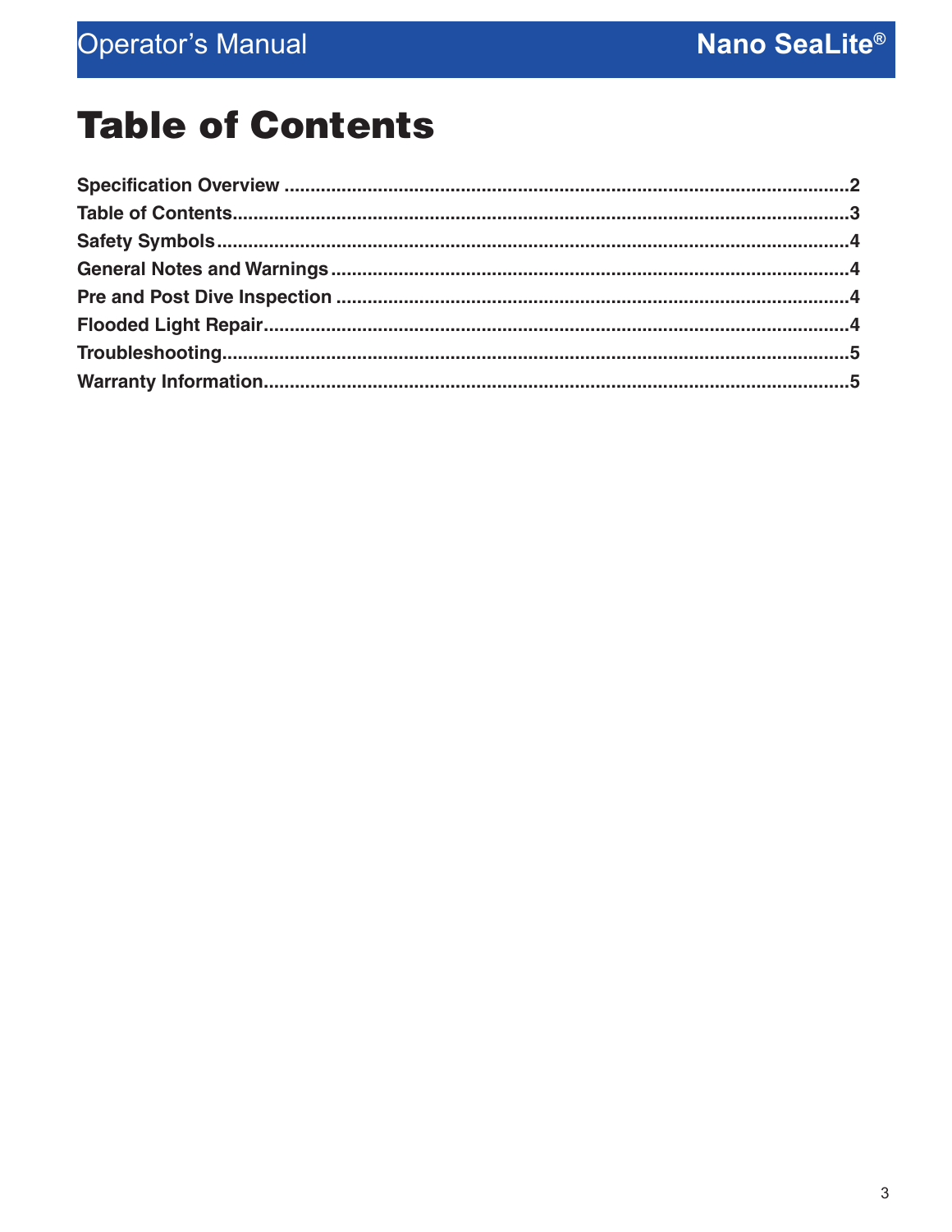# Table of Contents

**Specification Overview** ........................................ **2**
**Table of Contents** ........................................ **3**
**Safety Symbols** ........................................ **4**
**General Notes and Warnings** ........................................ **4**
**Pre and Post Dive Inspection** ........................................ **4**
**Flooded Light Repair** ........................................ **4**
**Troubleshooting** ........................................ **5**
**Warranty Information** ........................................ **5**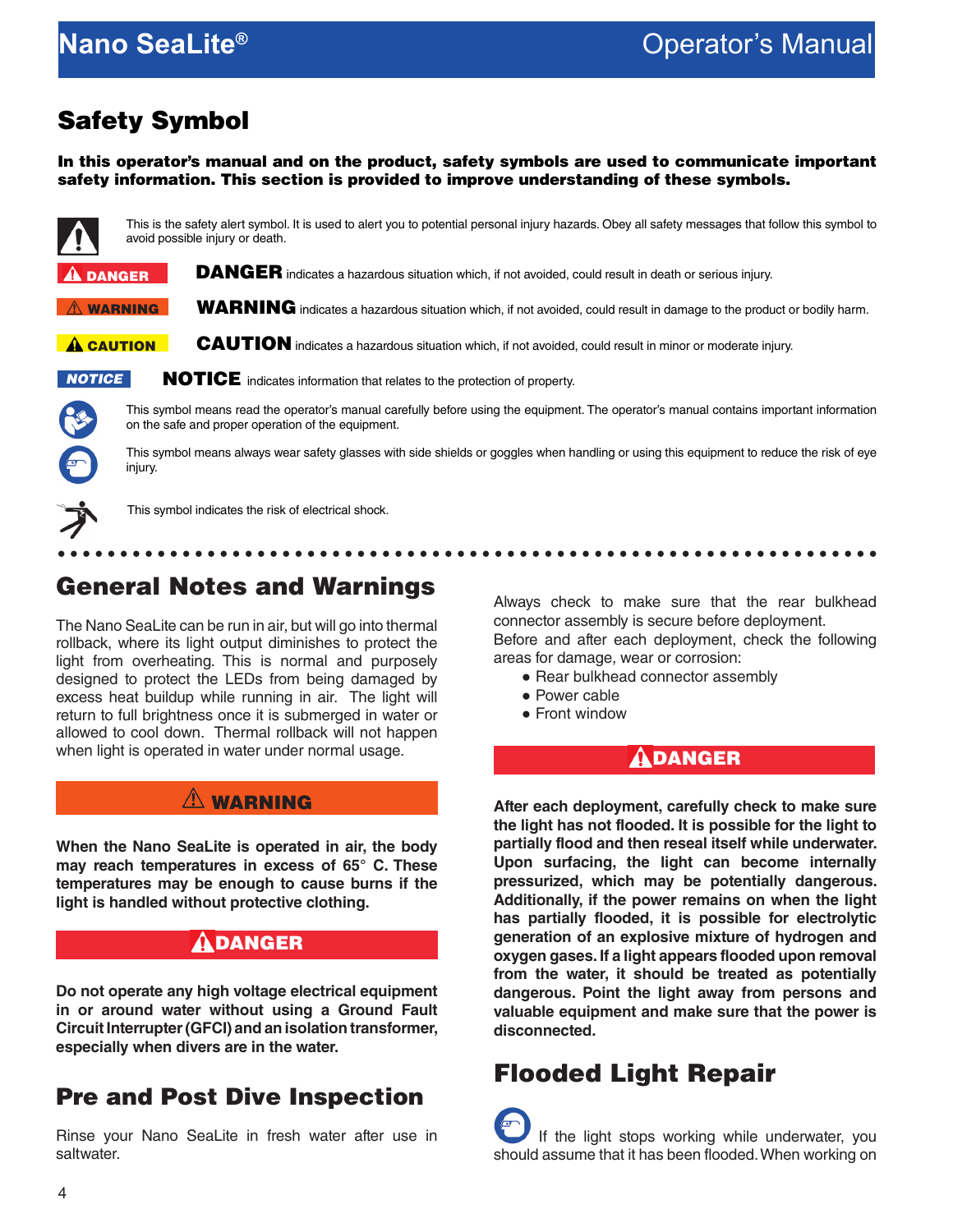## Safety Symbol

**In this operator's manual and on the product, safety symbols are used to communicate important safety information. This section is provided to improve understanding of these symbols.**

This is the safety alert symbol. It is used to alert you to potential personal injury hazards. Obey all safety messages that follow this symbol to avoid possible injury or death.

**DANGER** indicates a hazardous situation which, if not avoided, could result in death or serious injury.

**WARNING** indicates a hazardous situation which, if not avoided, could result in damage to the product or bodily harm.

**CAUTION** indicates a hazardous situation which, if not avoided, could result in minor or moderate injury.

**NOTICE** indicates information that relates to the protection of property.

This symbol means read the operator's manual carefully before using the equipment. The operator's manual contains important information on the safe and proper operation of the equipment.

This symbol means always wear safety glasses with side shields or goggles when handling or using this equipment to reduce the risk of eye injury.

This symbol indicates the risk of electrical shock.

## General Notes and Warnings

The Nano SeaLite can be run in air, but will go into thermal rollback, where its light output diminishes to protect the light from overheating. This is normal and purposely designed to protect the LEDs from being damaged by excess heat buildup while running in air. The light will return to full brightness once it is submerged in water or allowed to cool down. Thermal rollback will not happen when light is operated in water under normal usage.

**⚠ WARNING**

**When the Nano SeaLite is operated in air, the body may reach temperatures in excess of 65° C. These temperatures may be enough to cause burns if the light is handled without protective clothing.**

**⚠ DANGER**

**Do not operate any high voltage electrical equipment in or around water without using a Ground Fault Circuit Interrupter (GFCI) and an isolation transformer, especially when divers are in the water.**

## Pre and Post Dive Inspection

Rinse your Nano SeaLite in fresh water after use in saltwater.

Always check to make sure that the rear bulkhead connector assembly is secure before deployment.

Before and after each deployment, check the following areas for damage, wear or corrosion:

- Rear bulkhead connector assembly
- Power cable
- Front window

**⚠ DANGER**

**After each deployment, carefully check to make sure the light has not flooded. It is possible for the light to partially flood and then reseal itself while underwater. Upon surfacing, the light can become internally pressurized, which may be potentially dangerous. Additionally, if the power remains on when the light has partially flooded, it is possible for electrolytic generation of an explosive mixture of hydrogen and oxygen gases. If a light appears flooded upon removal from the water, it should be treated as potentially dangerous. Point the light away from persons and valuable equipment and make sure that the power is disconnected.**

## Flooded Light Repair

If the light stops working while underwater, you should assume that it has been flooded. When working on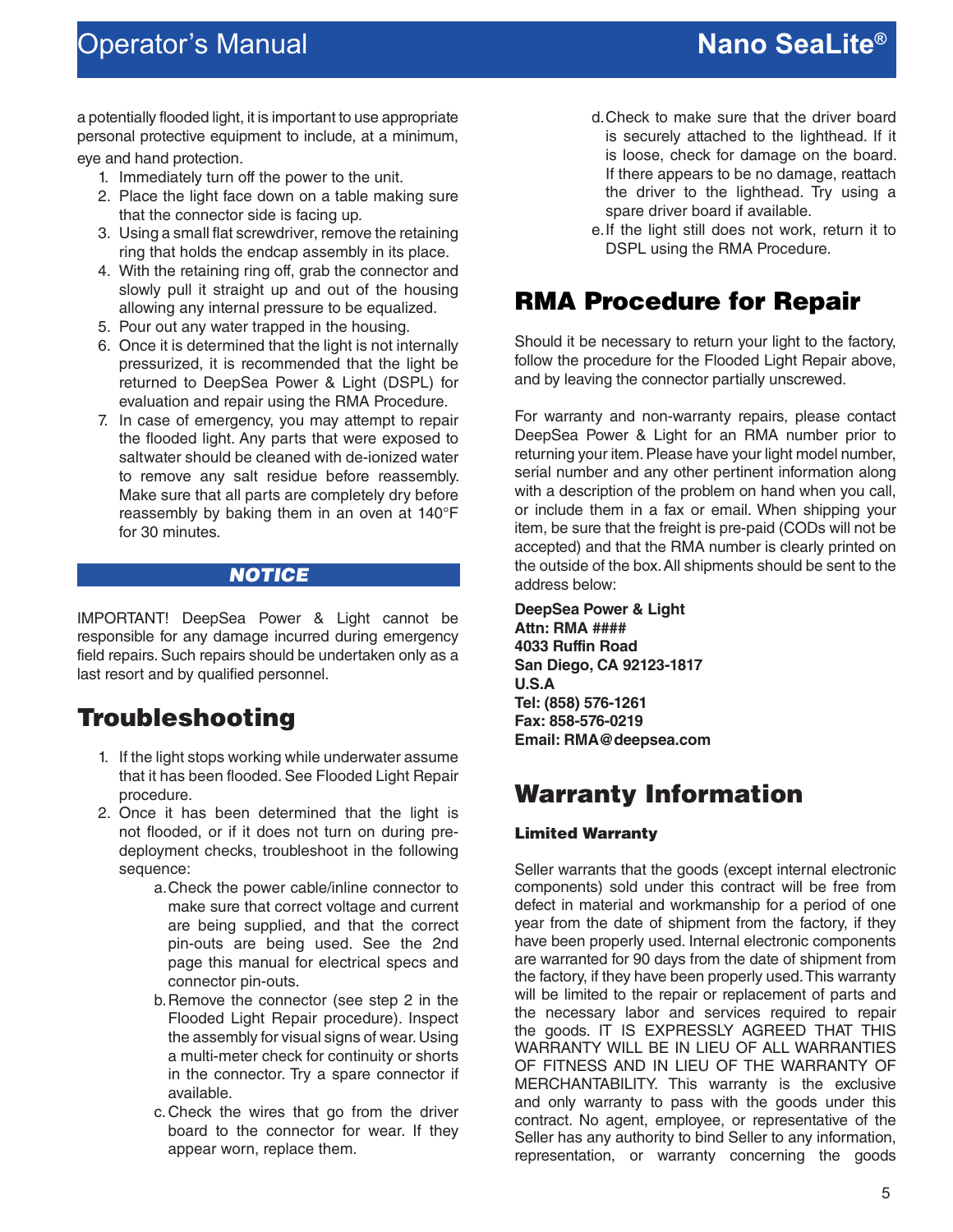a potentially flooded light, it is important to use appropriate personal protective equipment to include, at a minimum, eye and hand protection.

1. Immediately turn off the power to the unit.
2. Place the light face down on a table making sure that the connector side is facing up.
3. Using a small flat screwdriver, remove the retaining ring that holds the endcap assembly in its place.
4. With the retaining ring off, grab the connector and slowly pull it straight up and out of the housing allowing any internal pressure to be equalized.
5. Pour out any water trapped in the housing.
6. Once it is determined that the light is not internally pressurized, it is recommended that the light be returned to DeepSea Power & Light (DSPL) for evaluation and repair using the RMA Procedure.
7. In case of emergency, you may attempt to repair the flooded light. Any parts that were exposed to saltwater should be cleaned with de-ionized water to remove any salt residue before reassembly. Make sure that all parts are completely dry before reassembly by baking them in an oven at 140°F for 30 minutes.

***NOTICE***

IMPORTANT! DeepSea Power & Light cannot be responsible for any damage incurred during emergency field repairs. Such repairs should be undertaken only as a last resort and by qualified personnel.

# Troubleshooting

1. If the light stops working while underwater assume that it has been flooded. See Flooded Light Repair procedure.
2. Once it has been determined that the light is not flooded, or if it does not turn on during pre-deployment checks, troubleshoot in the following sequence:
   a. Check the power cable/inline connector to make sure that correct voltage and current are being supplied, and that the correct pin-outs are being used. See the 2nd page this manual for electrical specs and connector pin-outs.
   b. Remove the connector (see step 2 in the Flooded Light Repair procedure). Inspect the assembly for visual signs of wear. Using a multi-meter check for continuity or shorts in the connector. Try a spare connector if available.
   c. Check the wires that go from the driver board to the connector for wear. If they appear worn, replace them.
   d. Check to make sure that the driver board is securely attached to the lighthead. If it is loose, check for damage on the board. If there appears to be no damage, reattach the driver to the lighthead. Try using a spare driver board if available.
   e. If the light still does not work, return it to DSPL using the RMA Procedure.

# RMA Procedure for Repair

Should it be necessary to return your light to the factory, follow the procedure for the Flooded Light Repair above, and by leaving the connector partially unscrewed.

For warranty and non-warranty repairs, please contact DeepSea Power & Light for an RMA number prior to returning your item. Please have your light model number, serial number and any other pertinent information along with a description of the problem on hand when you call, or include them in a fax or email. When shipping your item, be sure that the freight is pre-paid (CODs will not be accepted) and that the RMA number is clearly printed on the outside of the box. All shipments should be sent to the address below:

**DeepSea Power & Light**
**Attn: RMA ####**
**4033 Ruffin Road**
**San Diego, CA 92123-1817**
**U.S.A**
**Tel: (858) 576-1261**
**Fax: 858-576-0219**
**Email: RMA@deepsea.com**

# Warranty Information

### Limited Warranty

Seller warrants that the goods (except internal electronic components) sold under this contract will be free from defect in material and workmanship for a period of one year from the date of shipment from the factory, if they have been properly used. Internal electronic components are warranted for 90 days from the date of shipment from the factory, if they have been properly used. This warranty will be limited to the repair or replacement of parts and the necessary labor and services required to repair the goods. IT IS EXPRESSLY AGREED THAT THIS WARRANTY WILL BE IN LIEU OF ALL WARRANTIES OF FITNESS AND IN LIEU OF THE WARRANTY OF MERCHANTABILITY. This warranty is the exclusive and only warranty to pass with the goods under this contract. No agent, employee, or representative of the Seller has any authority to bind Seller to any information, representation, or warranty concerning the goods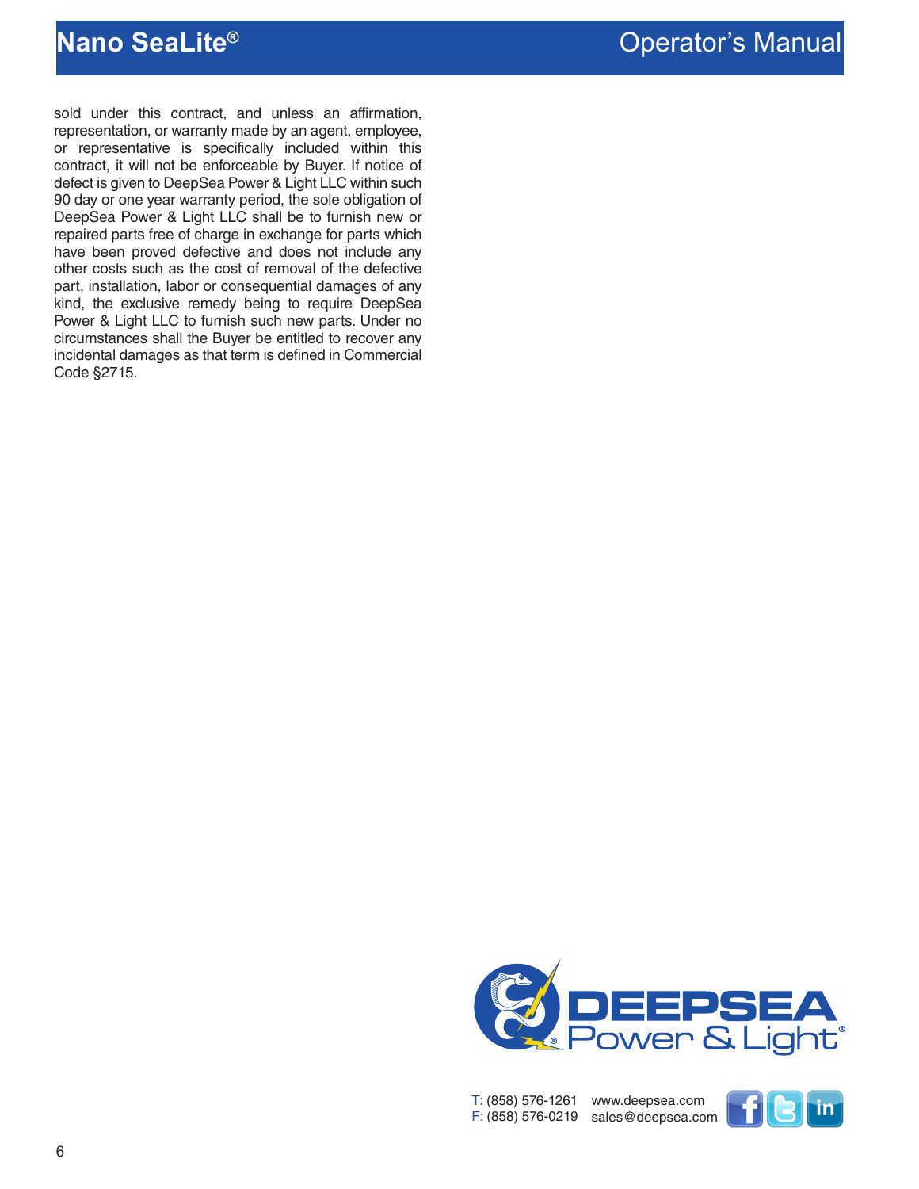sold under this contract, and unless an affirmation, representation, or warranty made by an agent, employee, or representative is specifically included within this contract, it will not be enforceable by Buyer. If notice of defect is given to DeepSea Power & Light LLC within such 90 day or one year warranty period, the sole obligation of DeepSea Power & Light LLC shall be to furnish new or repaired parts free of charge in exchange for parts which have been proved defective and does not include any other costs such as the cost of removal of the defective part, installation, labor or consequential damages of any kind, the exclusive remedy being to require DeepSea Power & Light LLC to furnish such new parts. Under no circumstances shall the Buyer be entitled to recover any incidental damages as that term is defined in Commercial Code §2715.

DEEPSEA Power & Light®

T: (858) 576-1261 www.deepsea.com
F: (858) 576-0219 sales@deepsea.com